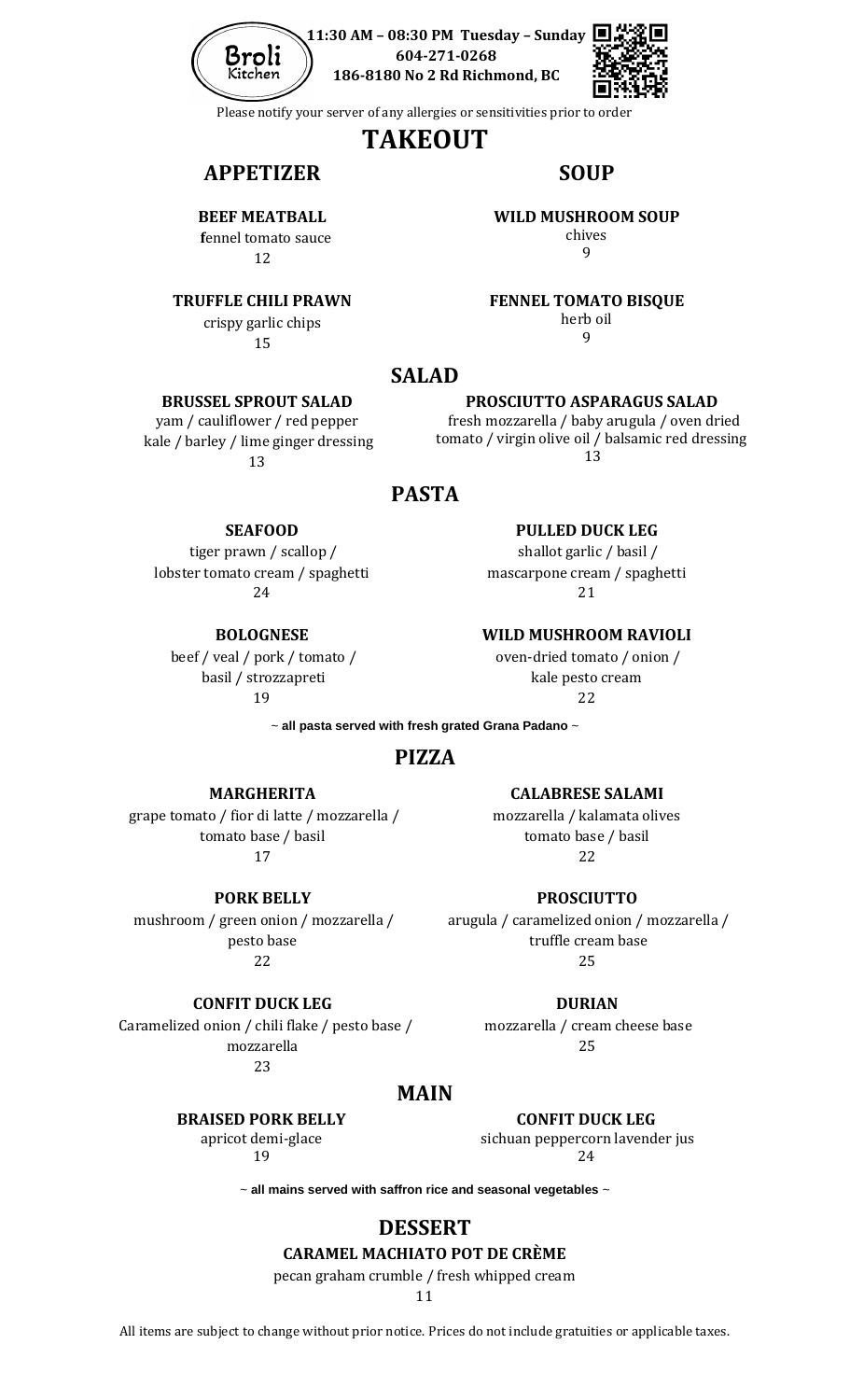Broli Kitchen

**11:30 AM – 08:30 PM Tuesday – Sunday**
**604-271-0268**
**186-8180 No 2 Rd Richmond, BC**

Please notify your server of any allergies or sensitivities prior to order

# TAKEOUT

## APPETIZER

**BEEF MEATBALL**
fennel tomato sauce
12

**TRUFFLE CHILI PRAWN**
crispy garlic chips
15

## SOUP

**WILD MUSHROOM SOUP**
chives
9

**FENNEL TOMATO BISQUE**
herb oil
9

## SALAD

**BRUSSEL SPROUT SALAD**
yam / cauliflower / red pepper
kale / barley / lime ginger dressing
13

**PROSCIUTTO ASPARAGUS SALAD**
fresh mozzarella / baby arugula / oven dried
tomato / virgin olive oil / balsamic red dressing
13

## PASTA

**SEAFOOD**
tiger prawn / scallop /
lobster tomato cream / spaghetti
24

**PULLED DUCK LEG**
shallot garlic / basil /
mascarpone cream / spaghetti
21

**BOLOGNESE**
beef / veal / pork / tomato /
basil / strozzapreti
19

**WILD MUSHROOM RAVIOLI**
oven-dried tomato / onion /
kale pesto cream
22

~ **all pasta served with fresh grated Grana Padano** ~

## PIZZA

**MARGHERITA**
grape tomato / fior di latte / mozzarella /
tomato base / basil
17

**CALABRESE SALAMI**
mozzarella / kalamata olives
tomato base / basil
22

**PORK BELLY**
mushroom / green onion / mozzarella /
pesto base
22

**PROSCIUTTO**
arugula / caramelized onion / mozzarella /
truffle cream base
25

**CONFIT DUCK LEG**
Caramelized onion / chili flake / pesto base /
mozzarella
23

**DURIAN**
mozzarella / cream cheese base
25

## MAIN

**BRAISED PORK BELLY**
apricot demi-glace
19

**CONFIT DUCK LEG**
sichuan peppercorn lavender jus
24

~ **all mains served with saffron rice and seasonal vegetables** ~

## DESSERT

**CARAMEL MACHIATO POT DE CRÈME**
pecan graham crumble / fresh whipped cream
11

All items are subject to change without prior notice. Prices do not include gratuities or applicable taxes.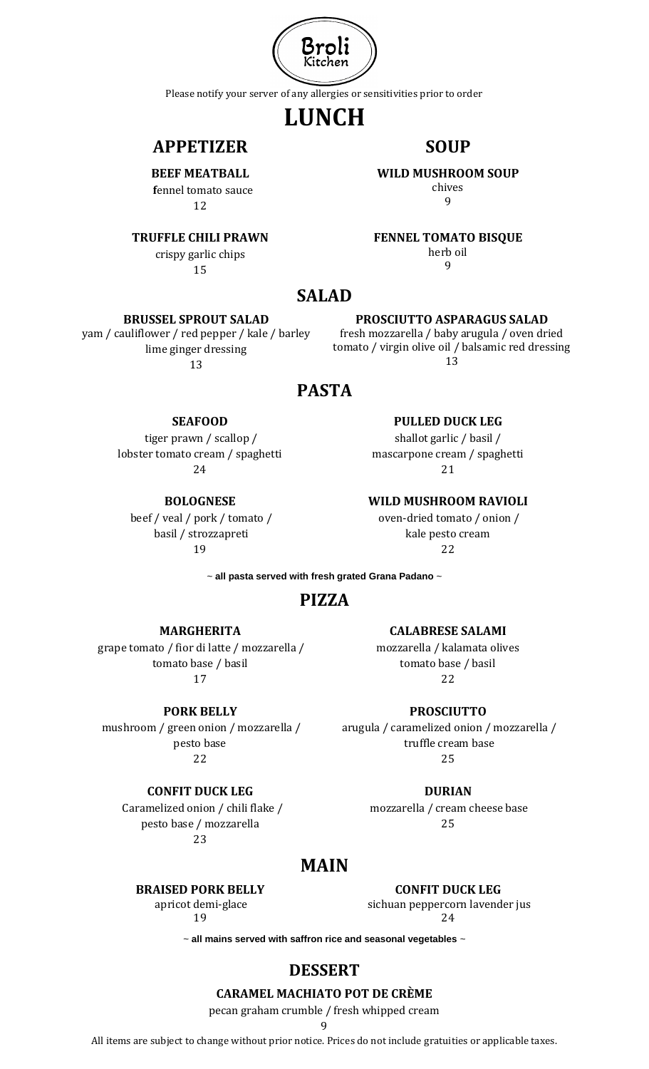Broli Kitchen

Please notify your server of any allergies or sensitivities prior to order

# LUNCH

## APPETIZER

**BEEF MEATBALL**
fennel tomato sauce
12

**TRUFFLE CHILI PRAWN**
crispy garlic chips
15

## SOUP

**WILD MUSHROOM SOUP**
chives
9

**FENNEL TOMATO BISQUE**
herb oil
9

## SALAD

**BRUSSEL SPROUT SALAD**
yam / cauliflower / red pepper / kale / barley
lime ginger dressing
13

**PROSCIUTTO ASPARAGUS SALAD**
fresh mozzarella / baby arugula / oven dried tomato / virgin olive oil / balsamic red dressing
13

## PASTA

**SEAFOOD**
tiger prawn / scallop /
lobster tomato cream / spaghetti
24

**PULLED DUCK LEG**
shallot garlic / basil /
mascarpone cream / spaghetti
21

**BOLOGNESE**
beef / veal / pork / tomato /
basil / strozzapreti
19

**WILD MUSHROOM RAVIOLI**
oven-dried tomato / onion /
kale pesto cream
22

~ **all pasta served with fresh grated Grana Padano** ~

## PIZZA

**MARGHERITA**
grape tomato / fior di latte / mozzarella /
tomato base / basil
17

**CALABRESE SALAMI**
mozzarella / kalamata olives
tomato base / basil
22

**PORK BELLY**
mushroom / green onion / mozzarella /
pesto base
22

**PROSCIUTTO**
arugula / caramelized onion / mozzarella /
truffle cream base
25

**CONFIT DUCK LEG**
Caramelized onion / chili flake /
pesto base / mozzarella
23

**DURIAN**
mozzarella / cream cheese base
25

## MAIN

**BRAISED PORK BELLY**
apricot demi-glace
19

**CONFIT DUCK LEG**
sichuan peppercorn lavender jus
24

~ **all mains served with saffron rice and seasonal vegetables** ~

## DESSERT

**CARAMEL MACHIATO POT DE CRÈME**
pecan graham crumble / fresh whipped cream
9

All items are subject to change without prior notice. Prices do not include gratuities or applicable taxes.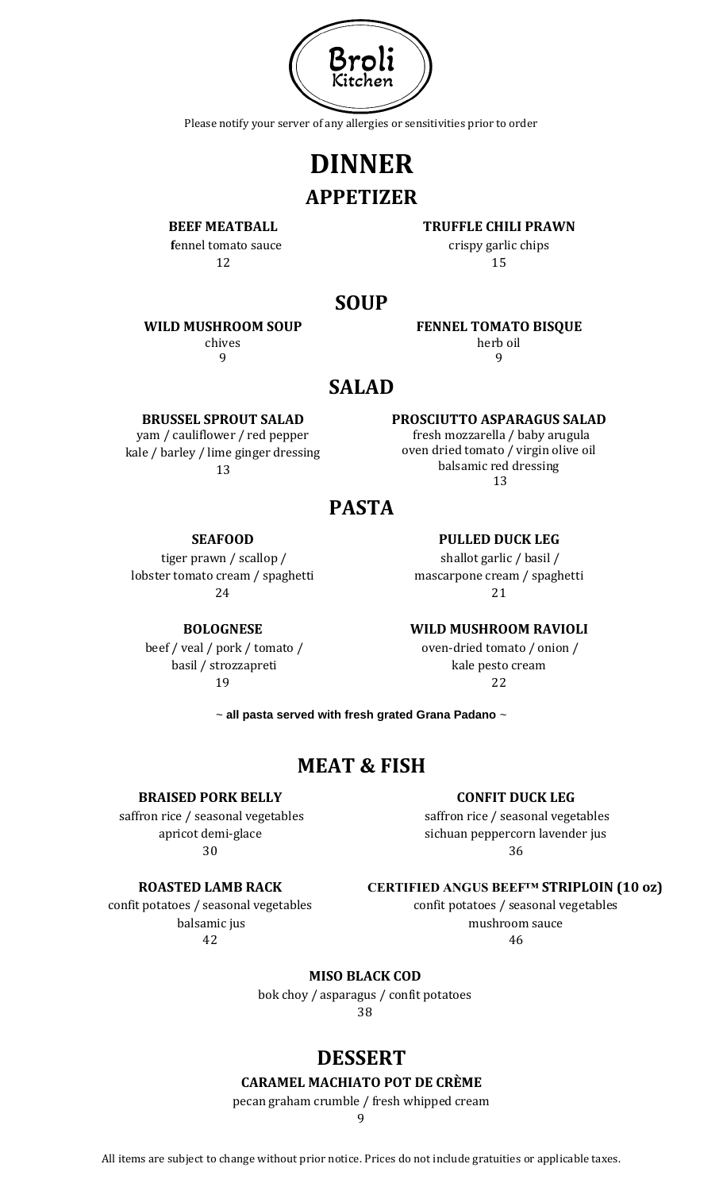Broli Kitchen

Please notify your server of any allergies or sensitivities prior to order

# DINNER

## APPETIZER

**BEEF MEATBALL**
fennel tomato sauce
12

**TRUFFLE CHILI PRAWN**
crispy garlic chips
15

## SOUP

**WILD MUSHROOM SOUP**
chives
9

**FENNEL TOMATO BISQUE**
herb oil
9

## SALAD

**BRUSSEL SPROUT SALAD**
yam / cauliflower / red pepper
kale / barley / lime ginger dressing
13

**PROSCIUTTO ASPARAGUS SALAD**
fresh mozzarella / baby arugula
oven dried tomato / virgin olive oil
balsamic red dressing
13

## PASTA

**SEAFOOD**
tiger prawn / scallop /
lobster tomato cream / spaghetti
24

**PULLED DUCK LEG**
shallot garlic / basil /
mascarpone cream / spaghetti
21

**BOLOGNESE**
beef / veal / pork / tomato /
basil / strozzapreti
19

**WILD MUSHROOM RAVIOLI**
oven-dried tomato / onion /
kale pesto cream
22

~ **all pasta served with fresh grated Grana Padano** ~

## MEAT & FISH

**BRAISED PORK BELLY**
saffron rice / seasonal vegetables
apricot demi-glace
30

**CONFIT DUCK LEG**
saffron rice / seasonal vegetables
sichuan peppercorn lavender jus
36

**ROASTED LAMB RACK**
confit potatoes / seasonal vegetables
balsamic jus
42

**CERTIFIED ANGUS BEEF™ STRIPLOIN (10 oz)**
confit potatoes / seasonal vegetables
mushroom sauce
46

**MISO BLACK COD**
bok choy / asparagus / confit potatoes
38

## DESSERT

**CARAMEL MACHIATO POT DE CRÈME**
pecan graham crumble / fresh whipped cream
9

All items are subject to change without prior notice. Prices do not include gratuities or applicable taxes.